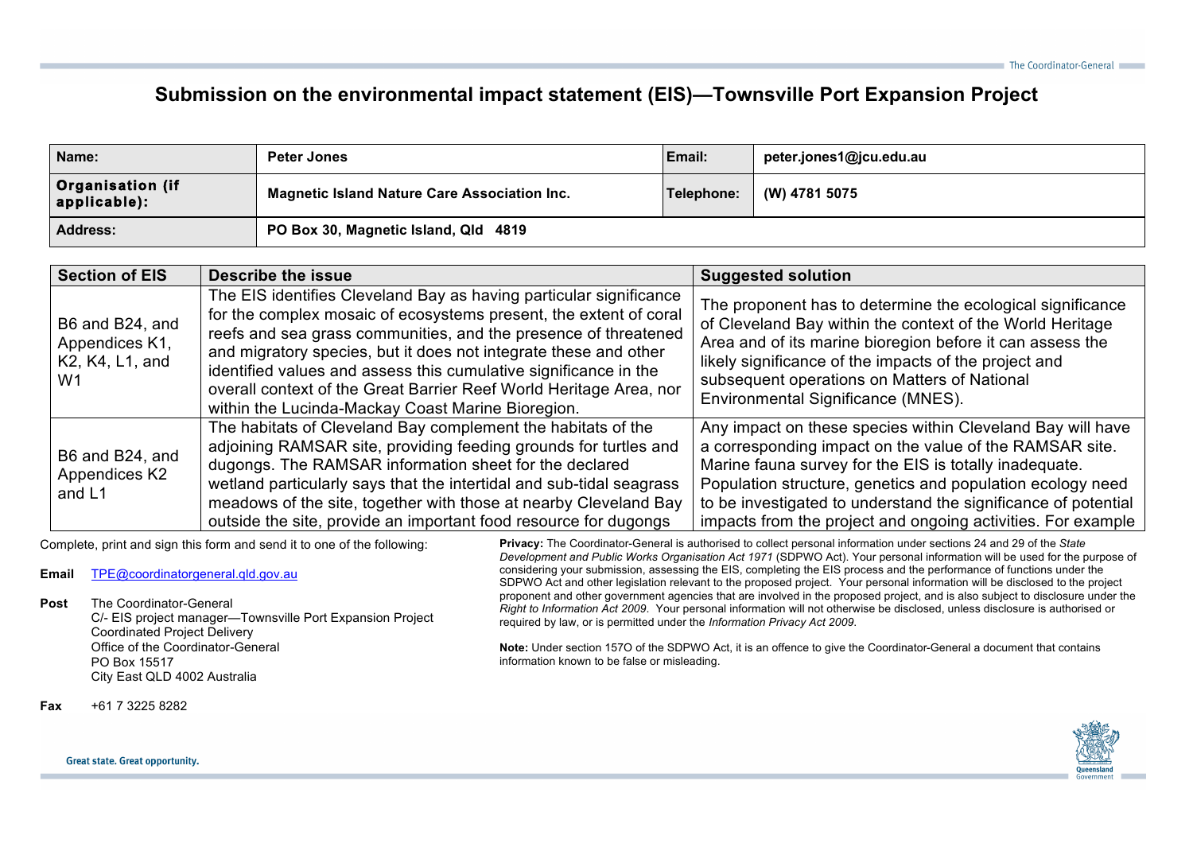# Submission on the environmental impact statement (EIS)—Townsville Port Expansion Project

| Name: | Peter Jones | Email: | peter.jones1@jcu.edu.au |
|---|---|---|---|
| Organisation (if applicable): | Magnetic Island Nature Care Association Inc. | Telephone: | (W) 4781 5075 |
| Address: | PO Box 30, Magnetic Island, Qld 4819 | | |

| Section of EIS | Describe the issue | Suggested solution |
|---|---|---|
| B6 and B24, and Appendices K1, K2, K4, L1, and W1 | The EIS identifies Cleveland Bay as having particular significance for the complex mosaic of ecosystems present, the extent of coral reefs and sea grass communities, and the presence of threatened and migratory species, but it does not integrate these and other identified values and assess this cumulative significance in the overall context of the Great Barrier Reef World Heritage Area, nor within the Lucinda-Mackay Coast Marine Bioregion. | The proponent has to determine the ecological significance of Cleveland Bay within the context of the World Heritage Area and of its marine bioregion before it can assess the likely significance of the impacts of the project and subsequent operations on Matters of National Environmental Significance (MNES). |
| B6 and B24, and Appendices K2 and L1 | The habitats of Cleveland Bay complement the habitats of the adjoining RAMSAR site, providing feeding grounds for turtles and dugongs. The RAMSAR information sheet for the declared wetland particularly says that the intertidal and sub-tidal seagrass meadows of the site, together with those at nearby Cleveland Bay outside the site, provide an important food resource for dugongs | Any impact on these species within Cleveland Bay will have a corresponding impact on the value of the RAMSAR site. Marine fauna survey for the EIS is totally inadequate. Population structure, genetics and population ecology need to be investigated to understand the significance of potential impacts from the project and ongoing activities. For example |

Complete, print and sign this form and send it to one of the following:

**Email** TPE@coordinatorgeneral.qld.gov.au

**Post** The Coordinator-General
C/- EIS project manager—Townsville Port Expansion Project
Coordinated Project Delivery
Office of the Coordinator-General
PO Box 15517
City East QLD 4002 Australia

**Fax** +61 7 3225 8282

**Privacy:** The Coordinator-General is authorised to collect personal information under sections 24 and 29 of the *State Development and Public Works Organisation Act 1971* (SDPWO Act). Your personal information will be used for the purpose of considering your submission, assessing the EIS, completing the EIS process and the performance of functions under the SDPWO Act and other legislation relevant to the proposed project. Your personal information will be disclosed to the project proponent and other government agencies that are involved in the proposed project, and is also subject to disclosure under the *Right to Information Act 2009*. Your personal information will not otherwise be disclosed, unless disclosure is authorised or required by law, or is permitted under the *Information Privacy Act 2009*.

**Note:** Under section 157O of the SDPWO Act, it is an offence to give the Coordinator-General a document that contains information known to be false or misleading.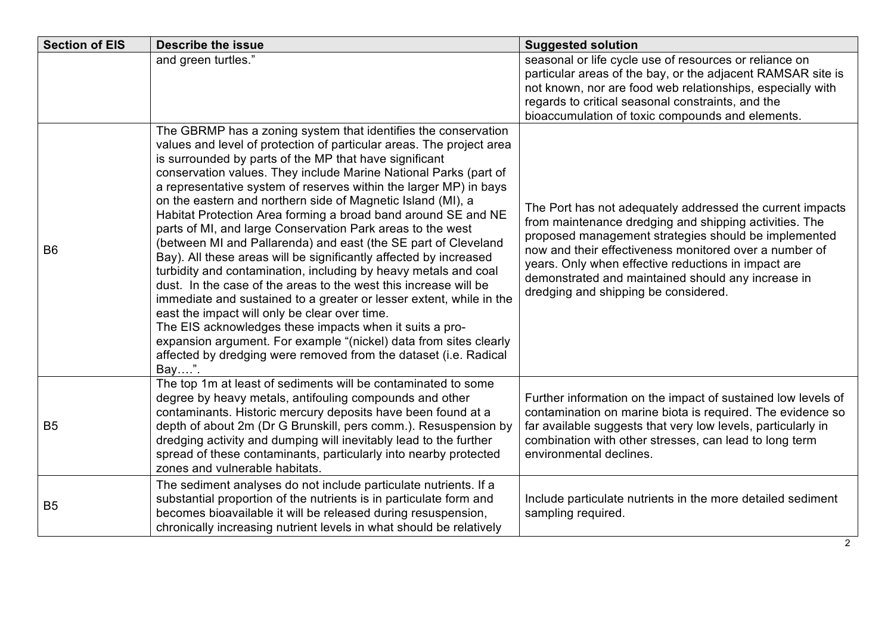| Section of EIS | Describe the issue | Suggested solution |
| --- | --- | --- |
| | and green turtles." | seasonal or life cycle use of resources or reliance on particular areas of the bay, or the adjacent RAMSAR site is not known, nor are food web relationships, especially with regards to critical seasonal constraints, and the bioaccumulation of toxic compounds and elements. |
| B6 | The GBRMP has a zoning system that identifies the conservation values and level of protection of particular areas. The project area is surrounded by parts of the MP that have significant conservation values. They include Marine National Parks (part of a representative system of reserves within the larger MP) in bays on the eastern and northern side of Magnetic Island (MI), a Habitat Protection Area forming a broad band around SE and NE parts of MI, and large Conservation Park areas to the west (between MI and Pallarenda) and east (the SE part of Cleveland Bay). All these areas will be significantly affected by increased turbidity and contamination, including by heavy metals and coal dust. In the case of the areas to the west this increase will be immediate and sustained to a greater or lesser extent, while in the east the impact will only be clear over time.<br>The EIS acknowledges these impacts when it suits a pro-expansion argument. For example "(nickel) data from sites clearly affected by dredging were removed from the dataset (i.e. Radical Bay….". | The Port has not adequately addressed the current impacts from maintenance dredging and shipping activities. The proposed management strategies should be implemented now and their effectiveness monitored over a number of years. Only when effective reductions in impact are demonstrated and maintained should any increase in dredging and shipping be considered. |
| B5 | The top 1m at least of sediments will be contaminated to some degree by heavy metals, antifouling compounds and other contaminants. Historic mercury deposits have been found at a depth of about 2m (Dr G Brunskill, pers comm.). Resuspension by dredging activity and dumping will inevitably lead to the further spread of these contaminants, particularly into nearby protected zones and vulnerable habitats. | Further information on the impact of sustained low levels of contamination on marine biota is required. The evidence so far available suggests that very low levels, particularly in combination with other stresses, can lead to long term environmental declines. |
| B5 | The sediment analyses do not include particulate nutrients. If a substantial proportion of the nutrients is in particulate form and becomes bioavailable it will be released during resuspension, chronically increasing nutrient levels in what should be relatively | Include particulate nutrients in the more detailed sediment sampling required. |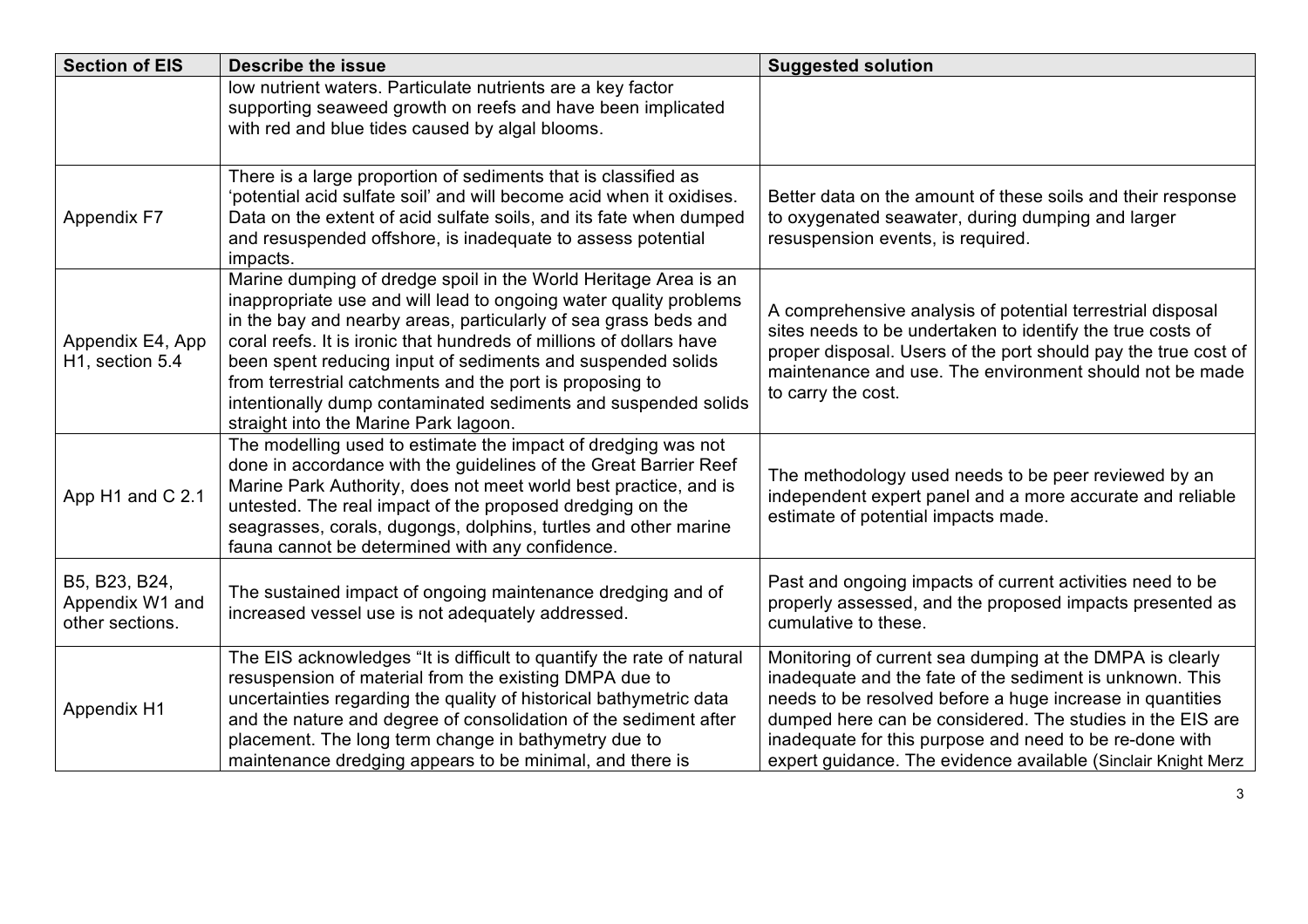| Section of EIS | Describe the issue | Suggested solution |
| --- | --- | --- |
| | low nutrient waters. Particulate nutrients are a key factor supporting seaweed growth on reefs and have been implicated with red and blue tides caused by algal blooms. | |
| Appendix F7 | There is a large proportion of sediments that is classified as 'potential acid sulfate soil' and will become acid when it oxidises. Data on the extent of acid sulfate soils, and its fate when dumped and resuspended offshore, is inadequate to assess potential impacts. | Better data on the amount of these soils and their response to oxygenated seawater, during dumping and larger resuspension events, is required. |
| Appendix E4, App H1, section 5.4 | Marine dumping of dredge spoil in the World Heritage Area is an inappropriate use and will lead to ongoing water quality problems in the bay and nearby areas, particularly of sea grass beds and coral reefs. It is ironic that hundreds of millions of dollars have been spent reducing input of sediments and suspended solids from terrestrial catchments and the port is proposing to intentionally dump contaminated sediments and suspended solids straight into the Marine Park lagoon. | A comprehensive analysis of potential terrestrial disposal sites needs to be undertaken to identify the true costs of proper disposal. Users of the port should pay the true cost of maintenance and use. The environment should not be made to carry the cost. |
| App H1 and C 2.1 | The modelling used to estimate the impact of dredging was not done in accordance with the guidelines of the Great Barrier Reef Marine Park Authority, does not meet world best practice, and is untested. The real impact of the proposed dredging on the seagrasses, corals, dugongs, dolphins, turtles and other marine fauna cannot be determined with any confidence. | The methodology used needs to be peer reviewed by an independent expert panel and a more accurate and reliable estimate of potential impacts made. |
| B5, B23, B24, Appendix W1 and other sections. | The sustained impact of ongoing maintenance dredging and of increased vessel use is not adequately addressed. | Past and ongoing impacts of current activities need to be properly assessed, and the proposed impacts presented as cumulative to these. |
| Appendix H1 | The EIS acknowledges "It is difficult to quantify the rate of natural resuspension of material from the existing DMPA due to uncertainties regarding the quality of historical bathymetric data and the nature and degree of consolidation of the sediment after placement. The long term change in bathymetry due to maintenance dredging appears to be minimal, and there is | Monitoring of current sea dumping at the DMPA is clearly inadequate and the fate of the sediment is unknown. This needs to be resolved before a huge increase in quantities dumped here can be considered. The studies in the EIS are inadequate for this purpose and need to be re-done with expert guidance. The evidence available (Sinclair Knight Merz |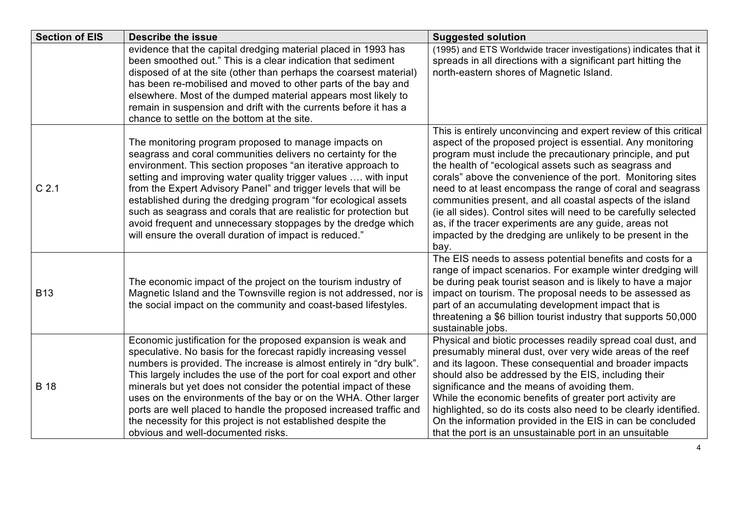| Section of EIS | Describe the issue | Suggested solution |
|---|---|---|
| | evidence that the capital dredging material placed in 1993 has been smoothed out." This is a clear indication that sediment disposed of at the site (other than perhaps the coarsest material) has been re-mobilised and moved to other parts of the bay and elsewhere. Most of the dumped material appears most likely to remain in suspension and drift with the currents before it has a chance to settle on the bottom at the site. | (1995) and ETS Worldwide tracer investigations) indicates that it spreads in all directions with a significant part hitting the north-eastern shores of Magnetic Island. |
| C 2.1 | The monitoring program proposed to manage impacts on seagrass and coral communities delivers no certainty for the environment. This section proposes "an iterative approach to setting and improving water quality trigger values …. with input from the Expert Advisory Panel" and trigger levels that will be established during the dredging program "for ecological assets such as seagrass and corals that are realistic for protection but avoid frequent and unnecessary stoppages by the dredge which will ensure the overall duration of impact is reduced." | This is entirely unconvincing and expert review of this critical aspect of the proposed project is essential. Any monitoring program must include the precautionary principle, and put the health of "ecological assets such as seagrass and corals" above the convenience of the port. Monitoring sites need to at least encompass the range of coral and seagrass communities present, and all coastal aspects of the island (ie all sides). Control sites will need to be carefully selected as, if the tracer experiments are any guide, areas not impacted by the dredging are unlikely to be present in the bay. |
| B13 | The economic impact of the project on the tourism industry of Magnetic Island and the Townsville region is not addressed, nor is the social impact on the community and coast-based lifestyles. | The EIS needs to assess potential benefits and costs for a range of impact scenarios. For example winter dredging will be during peak tourist season and is likely to have a major impact on tourism. The proposal needs to be assessed as part of an accumulating development impact that is threatening a $6 billion tourist industry that supports 50,000 sustainable jobs. |
| B 18 | Economic justification for the proposed expansion is weak and speculative. No basis for the forecast rapidly increasing vessel numbers is provided. The increase is almost entirely in "dry bulk". This largely includes the use of the port for coal export and other minerals but yet does not consider the potential impact of these uses on the environments of the bay or on the WHA. Other larger ports are well placed to handle the proposed increased traffic and the necessity for this project is not established despite the obvious and well-documented risks. | Physical and biotic processes readily spread coal dust, and presumably mineral dust, over very wide areas of the reef and its lagoon. These consequential and broader impacts should also be addressed by the EIS, including their significance and the means of avoiding them.<br>While the economic benefits of greater port activity are highlighted, so do its costs also need to be clearly identified. On the information provided in the EIS in can be concluded that the port is an unsustainable port in an unsuitable |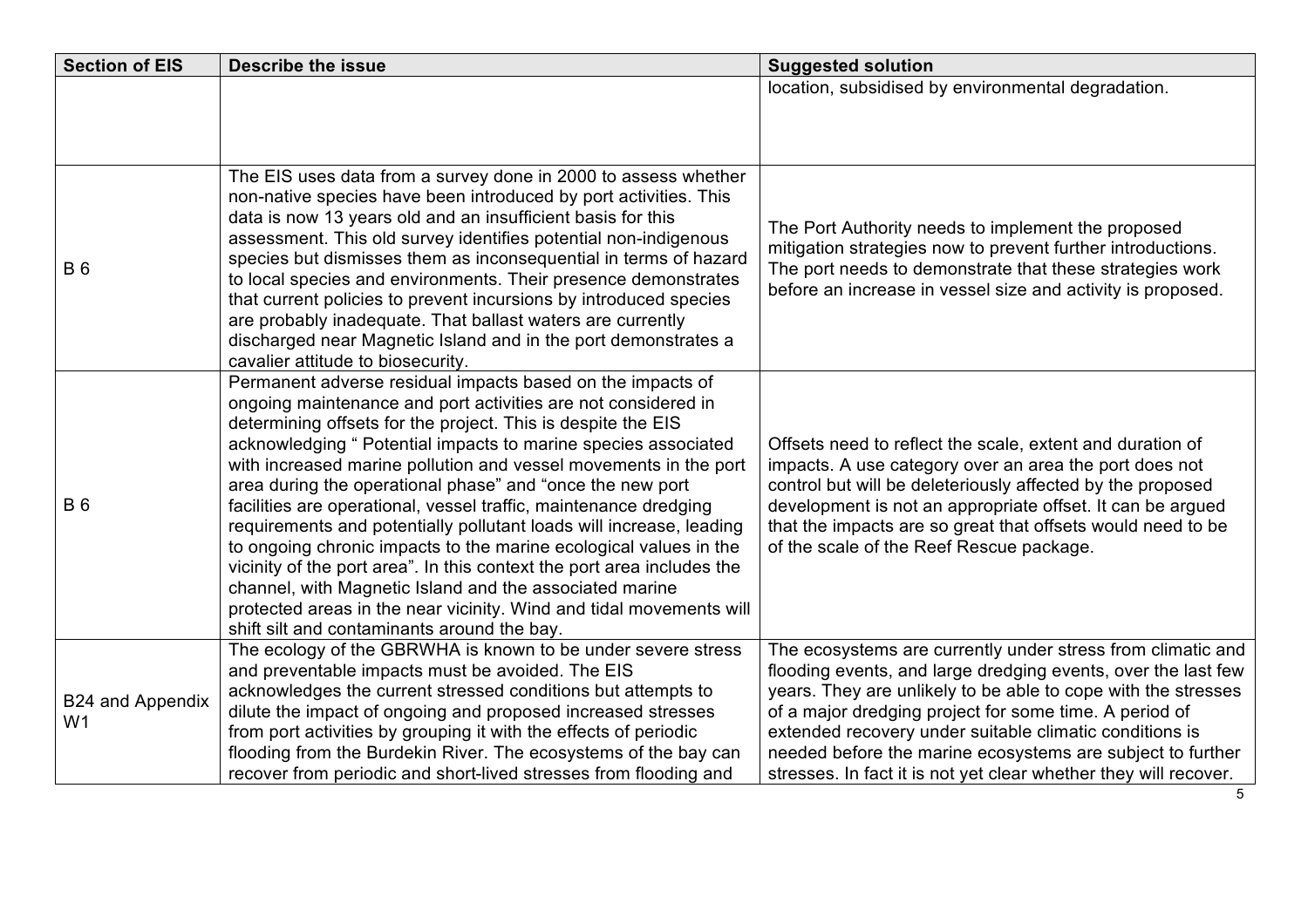| Section of EIS | Describe the issue | Suggested solution |
| --- | --- | --- |
| | | location, subsidised by environmental degradation. |
| B 6 | The EIS uses data from a survey done in 2000 to assess whether non-native species have been introduced by port activities. This data is now 13 years old and an insufficient basis for this assessment. This old survey identifies potential non-indigenous species but dismisses them as inconsequential in terms of hazard to local species and environments. Their presence demonstrates that current policies to prevent incursions by introduced species are probably inadequate. That ballast waters are currently discharged near Magnetic Island and in the port demonstrates a cavalier attitude to biosecurity. | The Port Authority needs to implement the proposed mitigation strategies now to prevent further introductions. The port needs to demonstrate that these strategies work before an increase in vessel size and activity is proposed. |
| B 6 | Permanent adverse residual impacts based on the impacts of ongoing maintenance and port activities are not considered in determining offsets for the project. This is despite the EIS acknowledging " Potential impacts to marine species associated with increased marine pollution and vessel movements in the port area during the operational phase" and "once the new port facilities are operational, vessel traffic, maintenance dredging requirements and potentially pollutant loads will increase, leading to ongoing chronic impacts to the marine ecological values in the vicinity of the port area". In this context the port area includes the channel, with Magnetic Island and the associated marine protected areas in the near vicinity. Wind and tidal movements will shift silt and contaminants around the bay. | Offsets need to reflect the scale, extent and duration of impacts. A use category over an area the port does not control but will be deleteriously affected by the proposed development is not an appropriate offset. It can be argued that the impacts are so great that offsets would need to be of the scale of the Reef Rescue package. |
| B24 and Appendix W1 | The ecology of the GBRWHA is known to be under severe stress and preventable impacts must be avoided. The EIS acknowledges the current stressed conditions but attempts to dilute the impact of ongoing and proposed increased stresses from port activities by grouping it with the effects of periodic flooding from the Burdekin River. The ecosystems of the bay can recover from periodic and short-lived stresses from flooding and | The ecosystems are currently under stress from climatic and flooding events, and large dredging events, over the last few years. They are unlikely to be able to cope with the stresses of a major dredging project for some time. A period of extended recovery under suitable climatic conditions is needed before the marine ecosystems are subject to further stresses. In fact it is not yet clear whether they will recover. |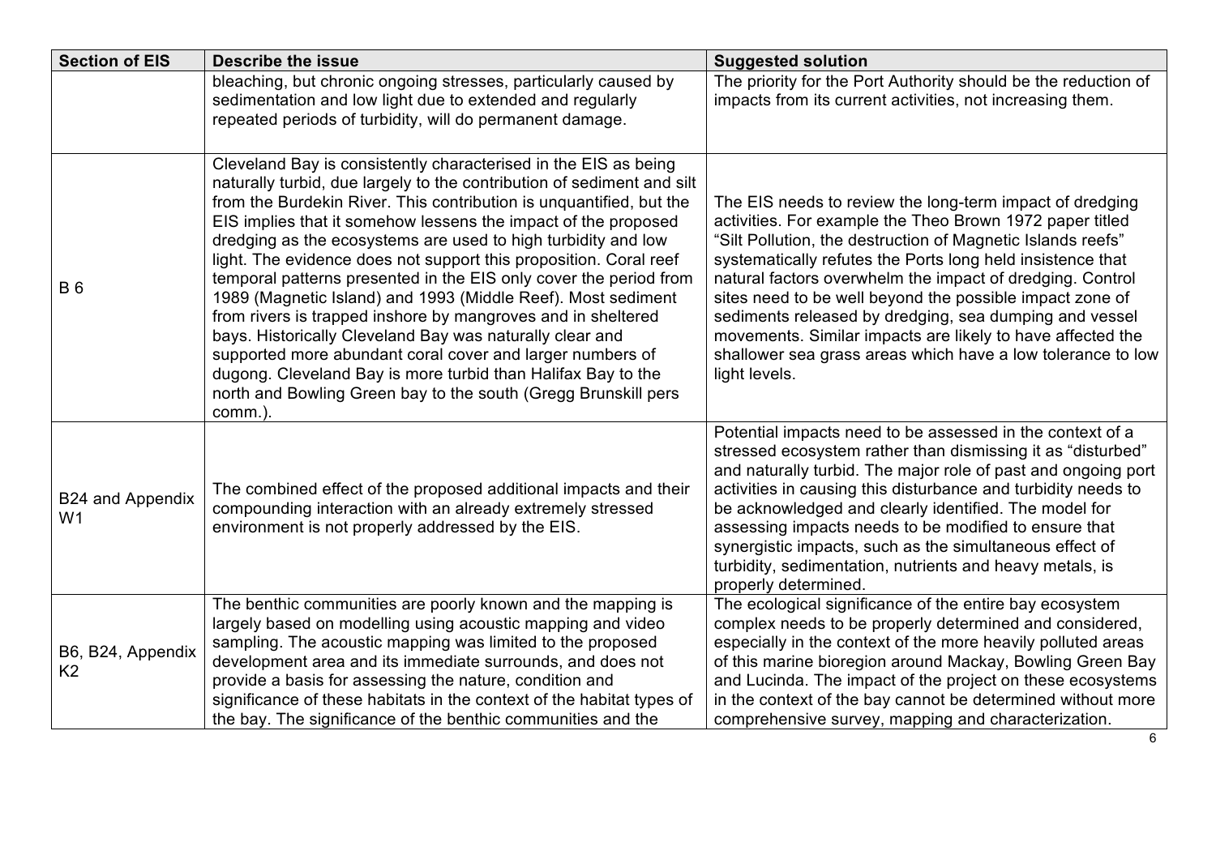| Section of EIS | Describe the issue | Suggested solution |
|---|---|---|
| | bleaching, but chronic ongoing stresses, particularly caused by sedimentation and low light due to extended and regularly repeated periods of turbidity, will do permanent damage. | The priority for the Port Authority should be the reduction of impacts from its current activities, not increasing them. |
| B 6 | Cleveland Bay is consistently characterised in the EIS as being naturally turbid, due largely to the contribution of sediment and silt from the Burdekin River. This contribution is unquantified, but the EIS implies that it somehow lessens the impact of the proposed dredging as the ecosystems are used to high turbidity and low light. The evidence does not support this proposition. Coral reef temporal patterns presented in the EIS only cover the period from 1989 (Magnetic Island) and 1993 (Middle Reef). Most sediment from rivers is trapped inshore by mangroves and in sheltered bays. Historically Cleveland Bay was naturally clear and supported more abundant coral cover and larger numbers of dugong. Cleveland Bay is more turbid than Halifax Bay to the north and Bowling Green bay to the south (Gregg Brunskill pers comm.). | The EIS needs to review the long-term impact of dredging activities. For example the Theo Brown 1972 paper titled "Silt Pollution, the destruction of Magnetic Islands reefs" systematically refutes the Ports long held insistence that natural factors overwhelm the impact of dredging. Control sites need to be well beyond the possible impact zone of sediments released by dredging, sea dumping and vessel movements. Similar impacts are likely to have affected the shallower sea grass areas which have a low tolerance to low light levels. |
| B24 and Appendix W1 | The combined effect of the proposed additional impacts and their compounding interaction with an already extremely stressed environment is not properly addressed by the EIS. | Potential impacts need to be assessed in the context of a stressed ecosystem rather than dismissing it as "disturbed" and naturally turbid. The major role of past and ongoing port activities in causing this disturbance and turbidity needs to be acknowledged and clearly identified. The model for assessing impacts needs to be modified to ensure that synergistic impacts, such as the simultaneous effect of turbidity, sedimentation, nutrients and heavy metals, is properly determined. |
| B6, B24, Appendix K2 | The benthic communities are poorly known and the mapping is largely based on modelling using acoustic mapping and video sampling. The acoustic mapping was limited to the proposed development area and its immediate surrounds, and does not provide a basis for assessing the nature, condition and significance of these habitats in the context of the habitat types of the bay. The significance of the benthic communities and the | The ecological significance of the entire bay ecosystem complex needs to be properly determined and considered, especially in the context of the more heavily polluted areas of this marine bioregion around Mackay, Bowling Green Bay and Lucinda. The impact of the project on these ecosystems in the context of the bay cannot be determined without more comprehensive survey, mapping and characterization. |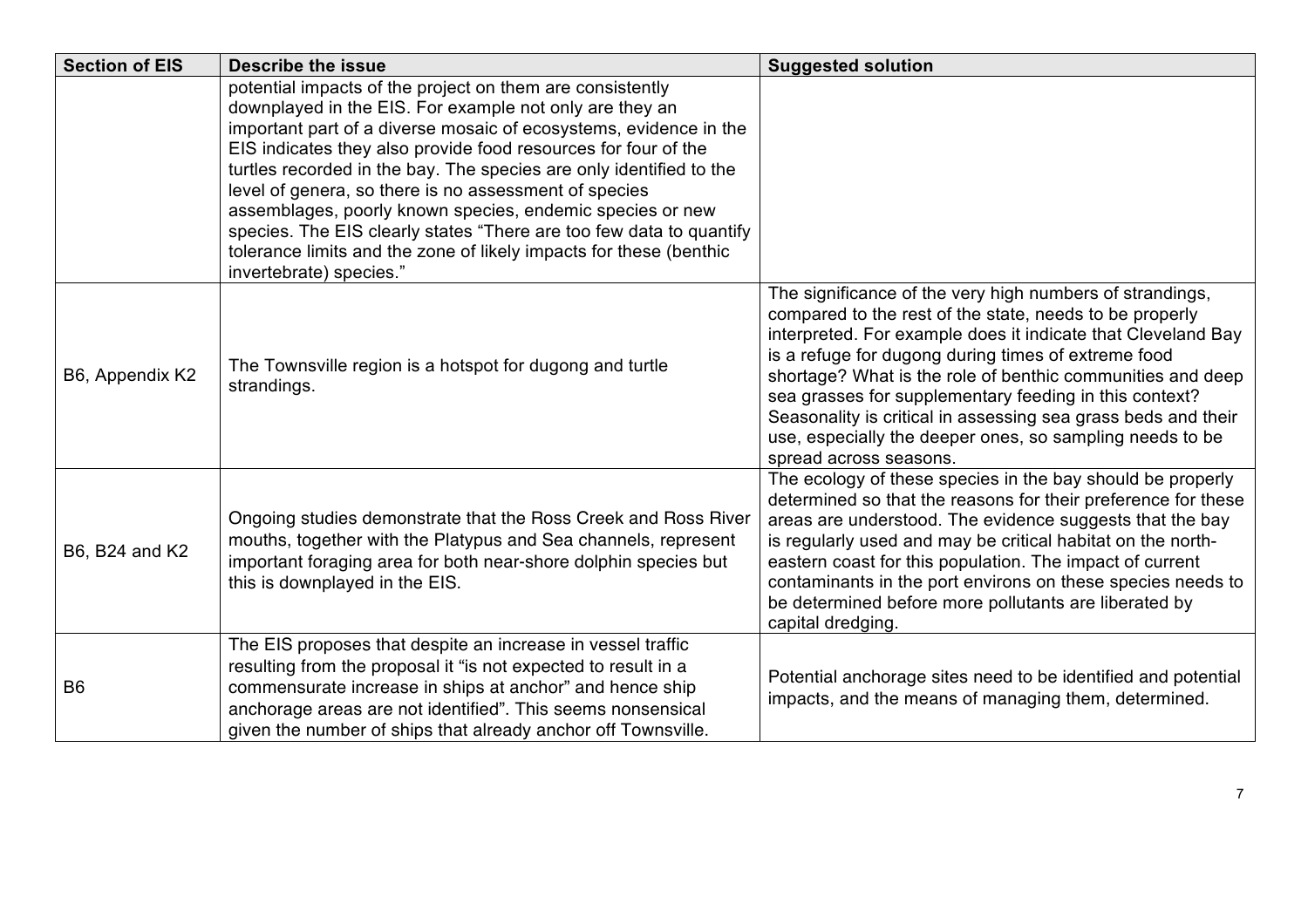| Section of EIS | Describe the issue | Suggested solution |
|---|---|---|
| | potential impacts of the project on them are consistently downplayed in the EIS. For example not only are they an important part of a diverse mosaic of ecosystems, evidence in the EIS indicates they also provide food resources for four of the turtles recorded in the bay. The species are only identified to the level of genera, so there is no assessment of species assemblages, poorly known species, endemic species or new species. The EIS clearly states "There are too few data to quantify tolerance limits and the zone of likely impacts for these (benthic invertebrate) species." | |
| B6, Appendix K2 | The Townsville region is a hotspot for dugong and turtle strandings. | The significance of the very high numbers of strandings, compared to the rest of the state, needs to be properly interpreted. For example does it indicate that Cleveland Bay is a refuge for dugong during times of extreme food shortage? What is the role of benthic communities and deep sea grasses for supplementary feeding in this context? Seasonality is critical in assessing sea grass beds and their use, especially the deeper ones, so sampling needs to be spread across seasons. |
| B6, B24 and K2 | Ongoing studies demonstrate that the Ross Creek and Ross River mouths, together with the Platypus and Sea channels, represent important foraging area for both near-shore dolphin species but this is downplayed in the EIS. | The ecology of these species in the bay should be properly determined so that the reasons for their preference for these areas are understood. The evidence suggests that the bay is regularly used and may be critical habitat on the north-eastern coast for this population. The impact of current contaminants in the port environs on these species needs to be determined before more pollutants are liberated by capital dredging. |
| B6 | The EIS proposes that despite an increase in vessel traffic resulting from the proposal it "is not expected to result in a commensurate increase in ships at anchor" and hence ship anchorage areas are not identified". This seems nonsensical given the number of ships that already anchor off Townsville. | Potential anchorage sites need to be identified and potential impacts, and the means of managing them, determined. |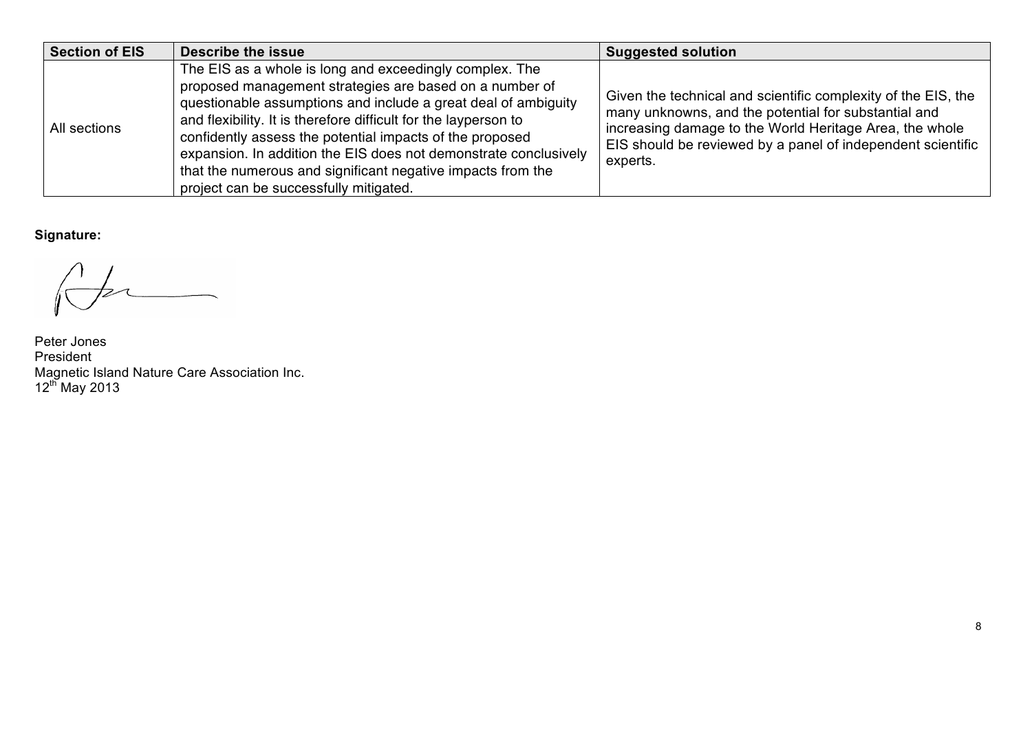| Section of EIS | Describe the issue | Suggested solution |
| --- | --- | --- |
| All sections | The EIS as a whole is long and exceedingly complex. The proposed management strategies are based on a number of questionable assumptions and include a great deal of ambiguity and flexibility. It is therefore difficult for the layperson to confidently assess the potential impacts of the proposed expansion. In addition the EIS does not demonstrate conclusively that the numerous and significant negative impacts from the project can be successfully mitigated. | Given the technical and scientific complexity of the EIS, the many unknowns, and the potential for substantial and increasing damage to the World Heritage Area, the whole EIS should be reviewed by a panel of independent scientific experts. |

**Signature:**

Peter Jones
President
Magnetic Island Nature Care Association Inc.
12th May 2013